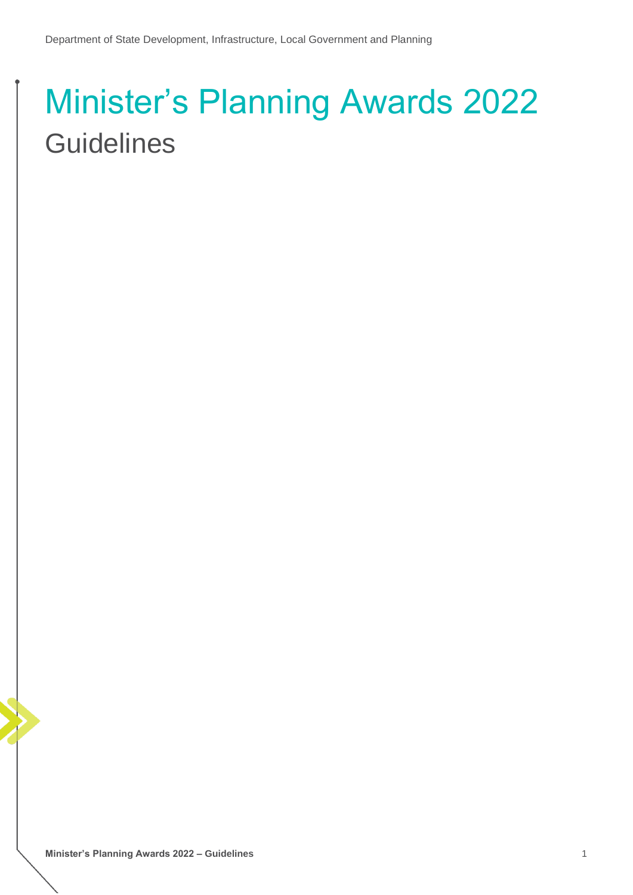Department of State Development, Infrastructure, Local Government and Planning

# Minister's Planning Awards 2022

## Guidelines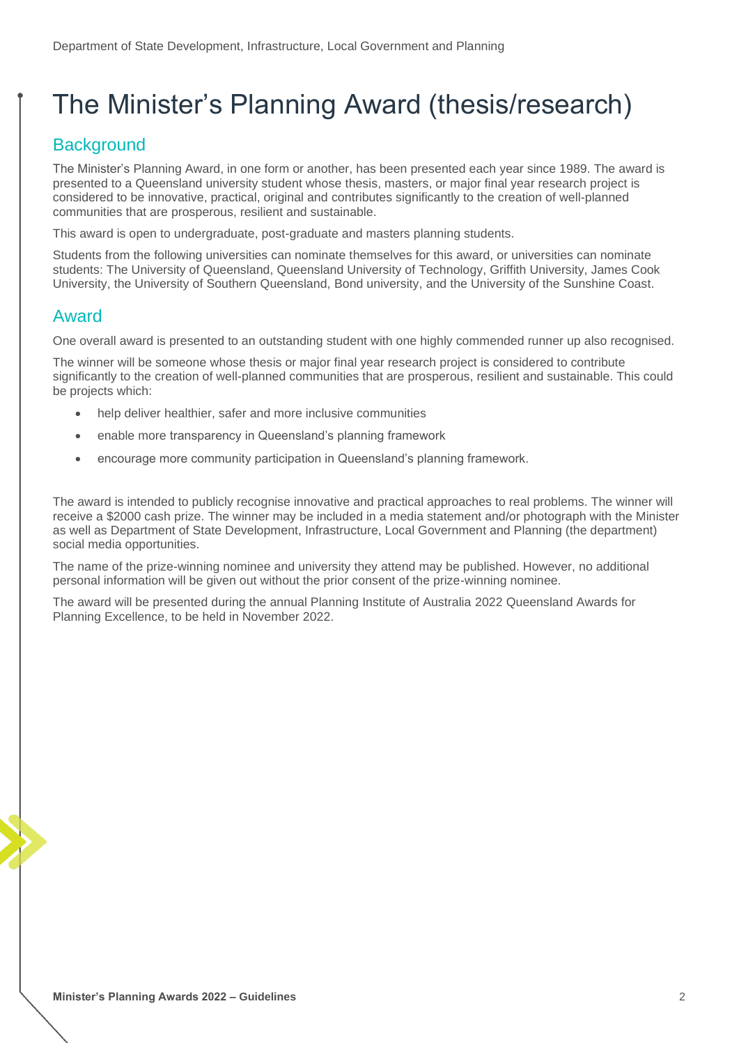# The Minister's Planning Award (thesis/research)

## Background

The Minister's Planning Award, in one form or another, has been presented each year since 1989. The award is presented to a Queensland university student whose thesis, masters, or major final year research project is considered to be innovative, practical, original and contributes significantly to the creation of well-planned communities that are prosperous, resilient and sustainable.

This award is open to undergraduate, post-graduate and masters planning students.

Students from the following universities can nominate themselves for this award, or universities can nominate students: The University of Queensland, Queensland University of Technology, Griffith University, James Cook University, the University of Southern Queensland, Bond university, and the University of the Sunshine Coast.

## Award

One overall award is presented to an outstanding student with one highly commended runner up also recognised.

The winner will be someone whose thesis or major final year research project is considered to contribute significantly to the creation of well-planned communities that are prosperous, resilient and sustainable. This could be projects which:

- help deliver healthier, safer and more inclusive communities
- enable more transparency in Queensland's planning framework
- encourage more community participation in Queensland's planning framework.

The award is intended to publicly recognise innovative and practical approaches to real problems. The winner will receive a $2000 cash prize. The winner may be included in a media statement and/or photograph with the Minister as well as Department of State Development, Infrastructure, Local Government and Planning (the department) social media opportunities.

The name of the prize-winning nominee and university they attend may be published. However, no additional personal information will be given out without the prior consent of the prize-winning nominee.

The award will be presented during the annual Planning Institute of Australia 2022 Queensland Awards for Planning Excellence, to be held in November 2022.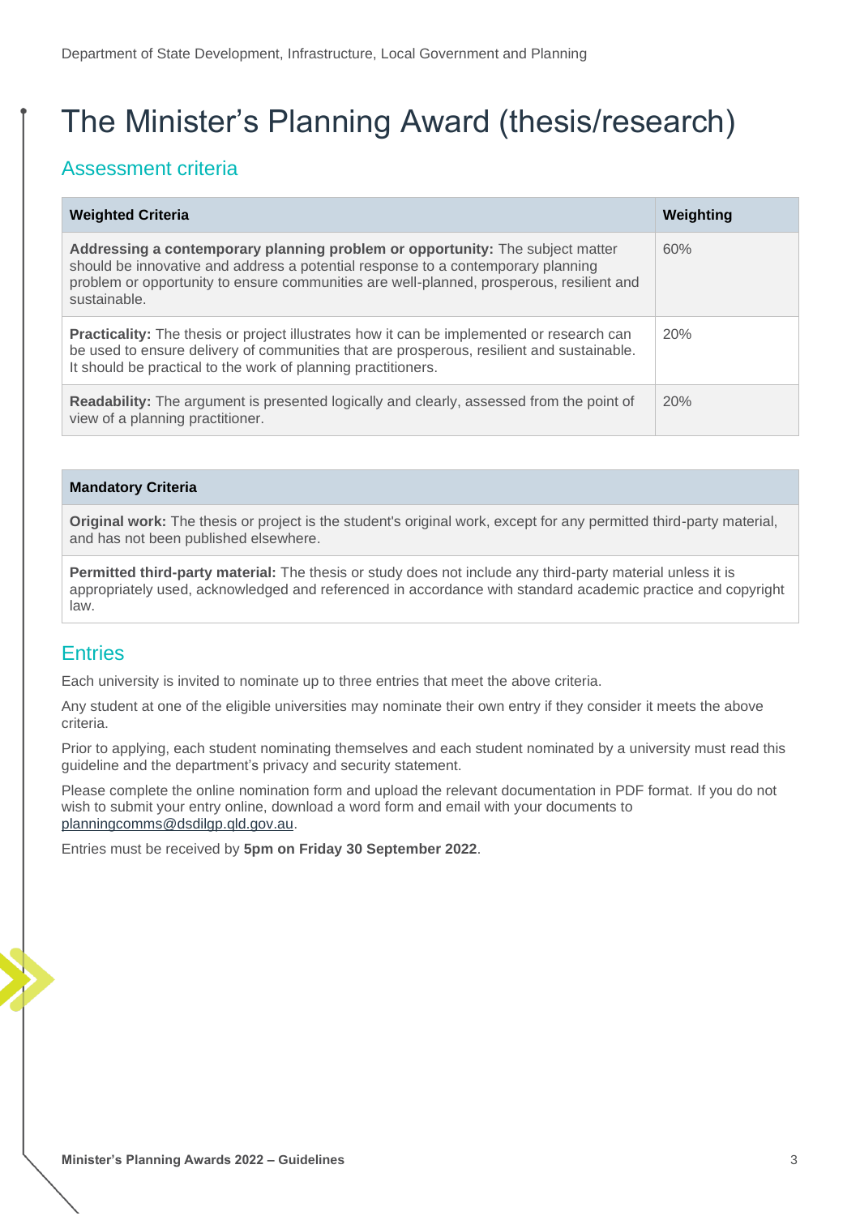# The Minister's Planning Award (thesis/research)

## Assessment criteria

| Weighted Criteria | Weighting |
|---|---|
| **Addressing a contemporary planning problem or opportunity:** The subject matter should be innovative and address a potential response to a contemporary planning problem or opportunity to ensure communities are well-planned, prosperous, resilient and sustainable. | 60% |
| **Practicality:** The thesis or project illustrates how it can be implemented or research can be used to ensure delivery of communities that are prosperous, resilient and sustainable. It should be practical to the work of planning practitioners. | 20% |
| **Readability:** The argument is presented logically and clearly, assessed from the point of view of a planning practitioner. | 20% |

| Mandatory Criteria |
|---|
| **Original work:** The thesis or project is the student's original work, except for any permitted third-party material, and has not been published elsewhere. |
| **Permitted third-party material:** The thesis or study does not include any third-party material unless it is appropriately used, acknowledged and referenced in accordance with standard academic practice and copyright law. |

## Entries

Each university is invited to nominate up to three entries that meet the above criteria.

Any student at one of the eligible universities may nominate their own entry if they consider it meets the above criteria.

Prior to applying, each student nominating themselves and each student nominated by a university must read this guideline and the department's privacy and security statement.

Please complete the online nomination form and upload the relevant documentation in PDF format. If you do not wish to submit your entry online, download a word form and email with your documents to planningcomms@dsdilgp.qld.gov.au.

Entries must be received by **5pm on Friday 30 September 2022**.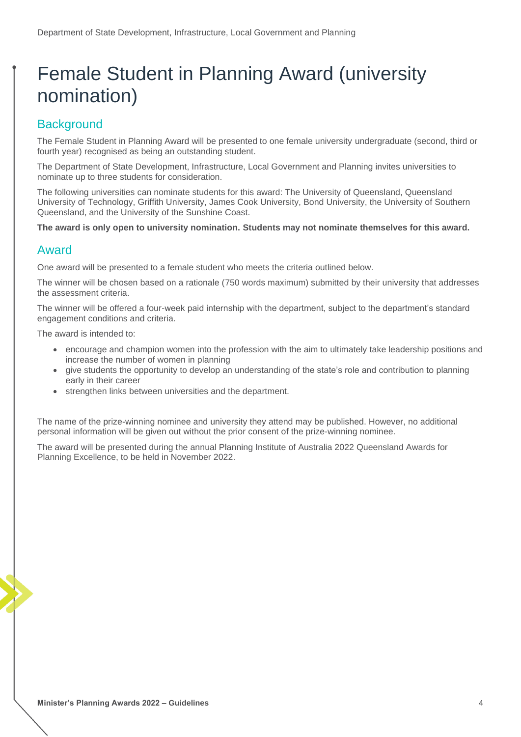# Female Student in Planning Award (university nomination)

## Background

The Female Student in Planning Award will be presented to one female university undergraduate (second, third or fourth year) recognised as being an outstanding student.

The Department of State Development, Infrastructure, Local Government and Planning invites universities to nominate up to three students for consideration.

The following universities can nominate students for this award: The University of Queensland, Queensland University of Technology, Griffith University, James Cook University, Bond University, the University of Southern Queensland, and the University of the Sunshine Coast.

**The award is only open to university nomination. Students may not nominate themselves for this award.**

## Award

One award will be presented to a female student who meets the criteria outlined below.

The winner will be chosen based on a rationale (750 words maximum) submitted by their university that addresses the assessment criteria.

The winner will be offered a four-week paid internship with the department, subject to the department's standard engagement conditions and criteria.

The award is intended to:

- encourage and champion women into the profession with the aim to ultimately take leadership positions and increase the number of women in planning
- give students the opportunity to develop an understanding of the state's role and contribution to planning early in their career
- strengthen links between universities and the department.

The name of the prize-winning nominee and university they attend may be published. However, no additional personal information will be given out without the prior consent of the prize-winning nominee.

The award will be presented during the annual Planning Institute of Australia 2022 Queensland Awards for Planning Excellence, to be held in November 2022.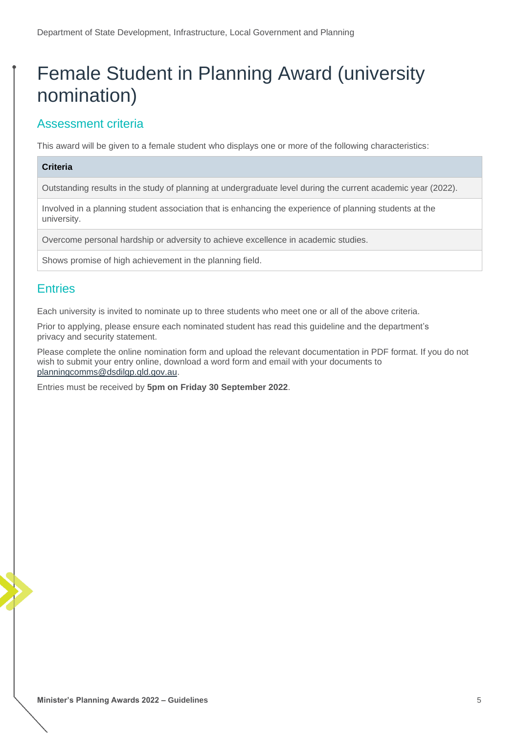# Female Student in Planning Award (university nomination)

## Assessment criteria

This award will be given to a female student who displays one or more of the following characteristics:

| Criteria |
| --- |
| Outstanding results in the study of planning at undergraduate level during the current academic year (2022). |
| Involved in a planning student association that is enhancing the experience of planning students at the university. |
| Overcome personal hardship or adversity to achieve excellence in academic studies. |
| Shows promise of high achievement in the planning field. |

## Entries

Each university is invited to nominate up to three students who meet one or all of the above criteria.

Prior to applying, please ensure each nominated student has read this guideline and the department's privacy and security statement.

Please complete the online nomination form and upload the relevant documentation in PDF format. If you do not wish to submit your entry online, download a word form and email with your documents to planningcomms@dsdilgp.qld.gov.au.

Entries must be received by **5pm on Friday 30 September 2022**.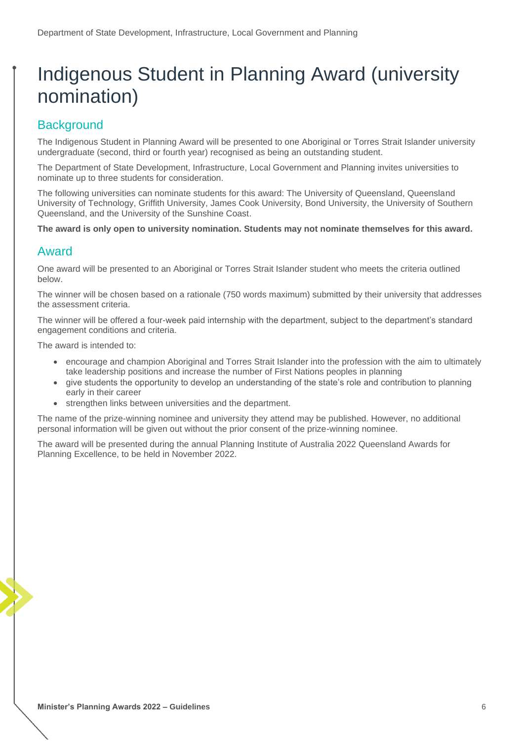# Indigenous Student in Planning Award (university nomination)

## Background

The Indigenous Student in Planning Award will be presented to one Aboriginal or Torres Strait Islander university undergraduate (second, third or fourth year) recognised as being an outstanding student.

The Department of State Development, Infrastructure, Local Government and Planning invites universities to nominate up to three students for consideration.

The following universities can nominate students for this award: The University of Queensland, Queensland University of Technology, Griffith University, James Cook University, Bond University, the University of Southern Queensland, and the University of the Sunshine Coast.

**The award is only open to university nomination. Students may not nominate themselves for this award.**

## Award

One award will be presented to an Aboriginal or Torres Strait Islander student who meets the criteria outlined below.

The winner will be chosen based on a rationale (750 words maximum) submitted by their university that addresses the assessment criteria.

The winner will be offered a four-week paid internship with the department, subject to the department's standard engagement conditions and criteria.

The award is intended to:

- encourage and champion Aboriginal and Torres Strait Islander into the profession with the aim to ultimately take leadership positions and increase the number of First Nations peoples in planning
- give students the opportunity to develop an understanding of the state's role and contribution to planning early in their career
- strengthen links between universities and the department.

The name of the prize-winning nominee and university they attend may be published. However, no additional personal information will be given out without the prior consent of the prize-winning nominee.

The award will be presented during the annual Planning Institute of Australia 2022 Queensland Awards for Planning Excellence, to be held in November 2022.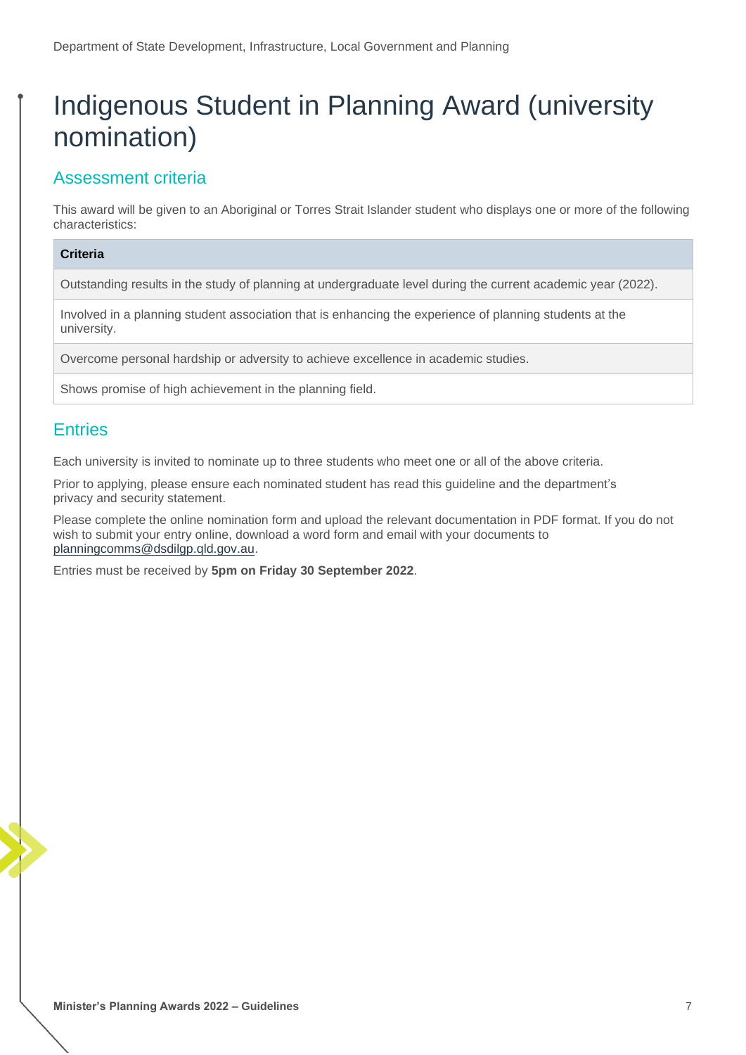# Indigenous Student in Planning Award (university nomination)

## Assessment criteria

This award will be given to an Aboriginal or Torres Strait Islander student who displays one or more of the following characteristics:

| Criteria |
| --- |
| Outstanding results in the study of planning at undergraduate level during the current academic year (2022). |
| Involved in a planning student association that is enhancing the experience of planning students at the university. |
| Overcome personal hardship or adversity to achieve excellence in academic studies. |
| Shows promise of high achievement in the planning field. |

## Entries

Each university is invited to nominate up to three students who meet one or all of the above criteria.

Prior to applying, please ensure each nominated student has read this guideline and the department's privacy and security statement.

Please complete the online nomination form and upload the relevant documentation in PDF format. If you do not wish to submit your entry online, download a word form and email with your documents to planningcomms@dsdilgp.qld.gov.au.

Entries must be received by **5pm on Friday 30 September 2022**.